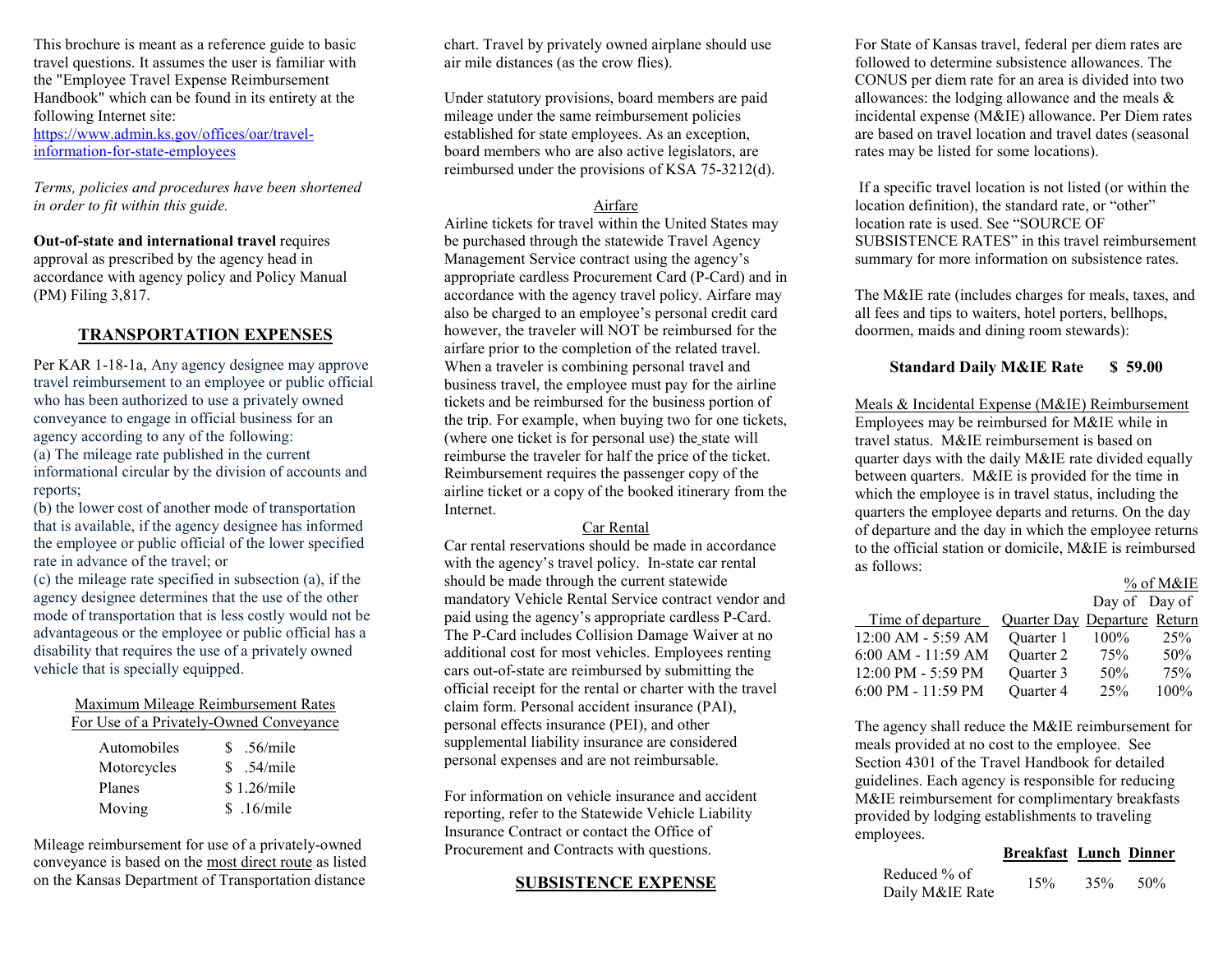This brochure is meant as a reference guide to basic travel questions. It assumes the user is familiar with the "Employee Travel Expense Reimbursement Handbook" which can be found in its entirety at the following Internet site:
https://www.admin.ks.gov/offices/oar/travel-information-for-state-employees

*Terms, policies and procedures have been shortened in order to fit within this guide.*

**Out-of-state and international travel** requires approval as prescribed by the agency head in accordance with agency policy and Policy Manual (PM) Filing 3,817.

## TRANSPORTATION EXPENSES

Per KAR 1-18-1a, Any agency designee may approve travel reimbursement to an employee or public official who has been authorized to use a privately owned conveyance to engage in official business for an agency according to any of the following:
(a) The mileage rate published in the current informational circular by the division of accounts and reports;
(b) the lower cost of another mode of transportation that is available, if the agency designee has informed the employee or public official of the lower specified rate in advance of the travel; or
(c) the mileage rate specified in subsection (a), if the agency designee determines that the use of the other mode of transportation that is less costly would not be advantageous or the employee or public official has a disability that requires the use of a privately owned vehicle that is specially equipped.

Maximum Mileage Reimbursement Rates
For Use of a Privately-Owned Conveyance

| | |
|---|---|
| Automobiles | $ .56/mile |
| Motorcycles | $ .54/mile |
| Planes | $ 1.26/mile |
| Moving | $ .16/mile |

Mileage reimbursement for use of a privately-owned conveyance is based on the most direct route as listed on the Kansas Department of Transportation distance chart. Travel by privately owned airplane should use air mile distances (as the crow flies).

Under statutory provisions, board members are paid mileage under the same reimbursement policies established for state employees. As an exception, board members who are also active legislators, are reimbursed under the provisions of KSA 75-3212(d).

### Airfare

Airline tickets for travel within the United States may be purchased through the statewide Travel Agency Management Service contract using the agency's appropriate cardless Procurement Card (P-Card) and in accordance with the agency travel policy. Airfare may also be charged to an employee's personal credit card however, the traveler will NOT be reimbursed for the airfare prior to the completion of the related travel. When a traveler is combining personal travel and business travel, the employee must pay for the airline tickets and be reimbursed for the business portion of the trip. For example, when buying two for one tickets, (where one ticket is for personal use) the state will reimburse the traveler for half the price of the ticket. Reimbursement requires the passenger copy of the airline ticket or a copy of the booked itinerary from the Internet.

### Car Rental

Car rental reservations should be made in accordance with the agency's travel policy. In-state car rental should be made through the current statewide mandatory Vehicle Rental Service contract vendor and paid using the agency's appropriate cardless P-Card. The P-Card includes Collision Damage Waiver at no additional cost for most vehicles. Employees renting cars out-of-state are reimbursed by submitting the official receipt for the rental or charter with the travel claim form. Personal accident insurance (PAI), personal effects insurance (PEI), and other supplemental liability insurance are considered personal expenses and are not reimbursable.

For information on vehicle insurance and accident reporting, refer to the Statewide Vehicle Liability Insurance Contract or contact the Office of Procurement and Contracts with questions.

## SUBSISTENCE EXPENSE

For State of Kansas travel, federal per diem rates are followed to determine subsistence allowances. The CONUS per diem rate for an area is divided into two allowances: the lodging allowance and the meals & incidental expense (M&IE) allowance. Per Diem rates are based on travel location and travel dates (seasonal rates may be listed for some locations).

If a specific travel location is not listed (or within the location definition), the standard rate, or "other" location rate is used. See "SOURCE OF SUBSISTENCE RATES" in this travel reimbursement summary for more information on subsistence rates.

The M&IE rate (includes charges for meals, taxes, and all fees and tips to waiters, hotel porters, bellhops, doormen, maids and dining room stewards):

**Standard Daily M&IE Rate $ 59.00**

### Meals & Incidental Expense (M&IE) Reimbursement

Employees may be reimbursed for M&IE while in travel status. M&IE reimbursement is based on quarter days with the daily M&IE rate divided equally between quarters. M&IE is provided for the time in which the employee is in travel status, including the quarters the employee departs and returns. On the day of departure and the day in which the employee returns to the official station or domicile, M&IE is reimbursed as follows:

| | | % of M&IE | |
|---|---|---|---|
| Time of departure | Quarter Day | Day of Departure | Day of Return |
| 12:00 AM - 5:59 AM | Quarter 1 | 100% | 25% |
| 6:00 AM - 11:59 AM | Quarter 2 | 75% | 50% |
| 12:00 PM - 5:59 PM | Quarter 3 | 50% | 75% |
| 6:00 PM - 11:59 PM | Quarter 4 | 25% | 100% |

The agency shall reduce the M&IE reimbursement for meals provided at no cost to the employee. See Section 4301 of the Travel Handbook for detailed guidelines. Each agency is responsible for reducing M&IE reimbursement for complimentary breakfasts provided by lodging establishments to traveling employees.

| | **Breakfast** | **Lunch** | **Dinner** |
|---|---|---|---|
| Reduced % of Daily M&IE Rate | 15% | 35% | 50% |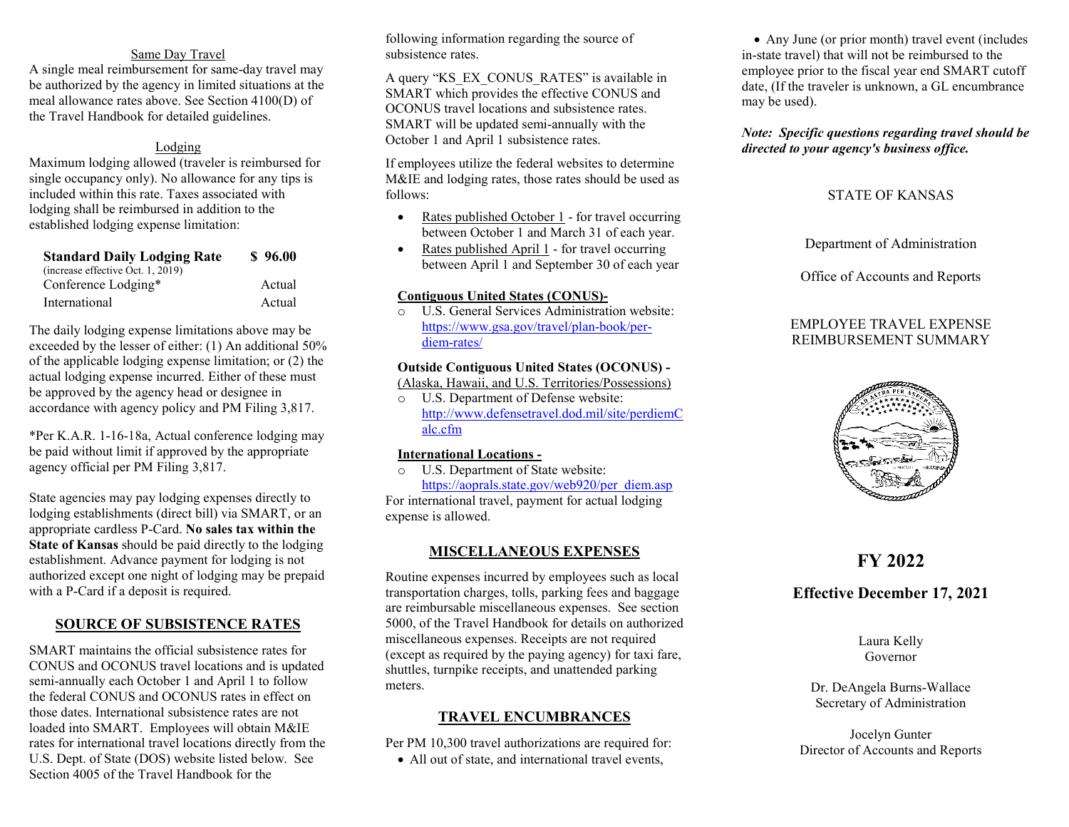Same Day Travel

A single meal reimbursement for same-day travel may be authorized by the agency in limited situations at the meal allowance rates above. See Section 4100(D) of the Travel Handbook for detailed guidelines.

Lodging

Maximum lodging allowed (traveler is reimbursed for single occupancy only). No allowance for any tips is included within this rate. Taxes associated with lodging shall be reimbursed in addition to the established lodging expense limitation:

| | |
|---|---|
| **Standard Daily Lodging Rate** (increase effective Oct. 1, 2019) | **$ 96.00** |
| Conference Lodging* | Actual |
| International | Actual |

The daily lodging expense limitations above may be exceeded by the lesser of either: (1) An additional 50% of the applicable lodging expense limitation; or (2) the actual lodging expense incurred. Either of these must be approved by the agency head or designee in accordance with agency policy and PM Filing 3,817.

*Per K.A.R. 1-16-18a, Actual conference lodging may be paid without limit if approved by the appropriate agency official per PM Filing 3,817.

State agencies may pay lodging expenses directly to lodging establishments (direct bill) via SMART, or an appropriate cardless P-Card. **No sales tax within the State of Kansas** should be paid directly to the lodging establishment. Advance payment for lodging is not authorized except one night of lodging may be prepaid with a P-Card if a deposit is required.

## SOURCE OF SUBSISTENCE RATES

SMART maintains the official subsistence rates for CONUS and OCONUS travel locations and is updated semi-annually each October 1 and April 1 to follow the federal CONUS and OCONUS rates in effect on those dates. International subsistence rates are not loaded into SMART. Employees will obtain M&IE rates for international travel locations directly from the U.S. Dept. of State (DOS) website listed below. See Section 4005 of the Travel Handbook for the following information regarding the source of subsistence rates.

A query "KS_EX_CONUS_RATES" is available in SMART which provides the effective CONUS and OCONUS travel locations and subsistence rates. SMART will be updated semi-annually with the October 1 and April 1 subsistence rates.

If employees utilize the federal websites to determine M&IE and lodging rates, those rates should be used as follows:

- Rates published October 1 - for travel occurring between October 1 and March 31 of each year.
- Rates published April 1 - for travel occurring between April 1 and September 30 of each year

**Contiguous United States (CONUS)-**

- U.S. General Services Administration website: https://www.gsa.gov/travel/plan-book/per-diem-rates/

**Outside Contiguous United States (OCONUS) -**
(Alaska, Hawaii, and U.S. Territories/Possessions)

- U.S. Department of Defense website: http://www.defensetravel.dod.mil/site/perdiemCalc.cfm

**International Locations -**

- U.S. Department of State website: https://aoprals.state.gov/web920/per_diem.asp

For international travel, payment for actual lodging expense is allowed.

## MISCELLANEOUS EXPENSES

Routine expenses incurred by employees such as local transportation charges, tolls, parking fees and baggage are reimbursable miscellaneous expenses. See section 5000, of the Travel Handbook for details on authorized miscellaneous expenses. Receipts are not required (except as required by the paying agency) for taxi fare, shuttles, turnpike receipts, and unattended parking meters.

## TRAVEL ENCUMBRANCES

Per PM 10,300 travel authorizations are required for:

- All out of state, and international travel events,
- Any June (or prior month) travel event (includes in-state travel) that will not be reimbursed to the employee prior to the fiscal year end SMART cutoff date, (If the traveler is unknown, a GL encumbrance may be used).

***Note: Specific questions regarding travel should be directed to your agency's business office.***

STATE OF KANSAS

Department of Administration

Office of Accounts and Reports

EMPLOYEE TRAVEL EXPENSE REIMBURSEMENT SUMMARY

# FY 2022

## Effective December 17, 2021

Laura Kelly
Governor

Dr. DeAngela Burns-Wallace
Secretary of Administration

Jocelyn Gunter
Director of Accounts and Reports